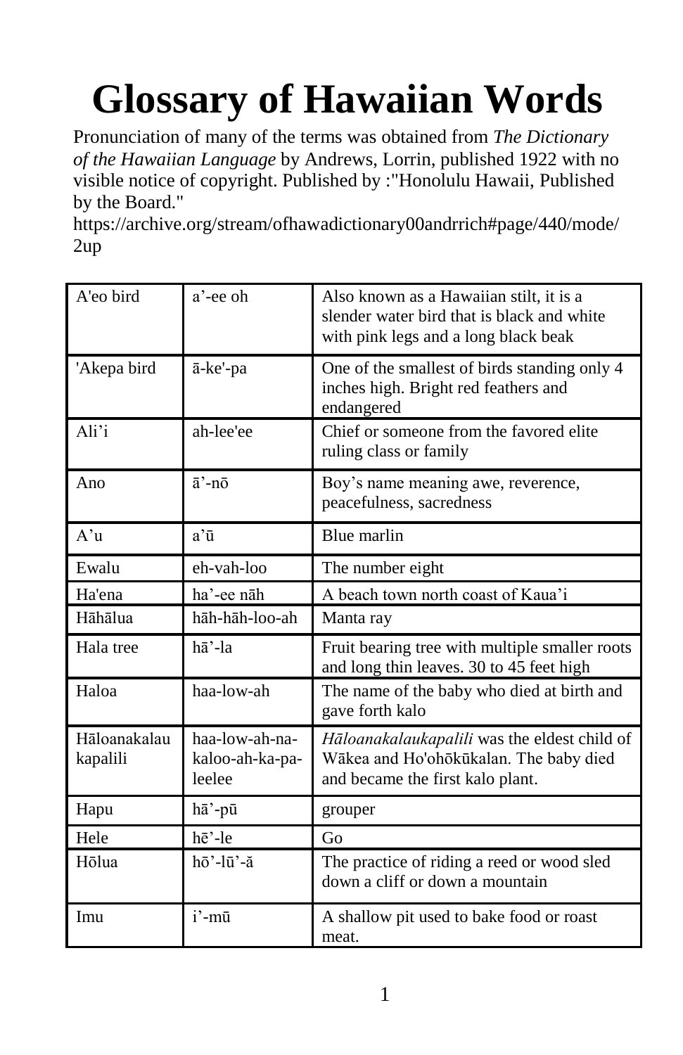# Glossary of Hawaiian Words

Pronunciation of many of the terms was obtained from *The Dictionary of the Hawaiian Language* by Andrews, Lorrin, published 1922 with no visible notice of copyright. Published by :"Honolulu Hawaii, Published by the Board."
https://archive.org/stream/ofhawadictionary00andrrich#page/440/mode/2up

| | | |
|---|---|---|
| A'eo bird | a'-ee oh | Also known as a Hawaiian stilt, it is a slender water bird that is black and white with pink legs and a long black beak |
| 'Akepa bird | ā-ke'-pa | One of the smallest of birds standing only 4 inches high. Bright red feathers and endangered |
| Ali'i | ah-lee'ee | Chief or someone from the favored elite ruling class or family |
| Ano | ā'-nō | Boy's name meaning awe, reverence, peacefulness, sacredness |
| A'u | a'ū | Blue marlin |
| Ewalu | eh-vah-loo | The number eight |
| Ha'ena | ha'-ee nāh | A beach town north coast of Kaua'i |
| Hāhālua | hāh-hāh-loo-ah | Manta ray |
| Hala tree | hā'-la | Fruit bearing tree with multiple smaller roots and long thin leaves. 30 to 45 feet high |
| Haloa | haa-low-ah | The name of the baby who died at birth and gave forth kalo |
| Hāloanakalau kapalili | haa-low-ah-na-kaloo-ah-ka-pa-leelee | *Hāloanakalaukapalili* was the eldest child of Wākea and Ho'ohōkūkalan. The baby died and became the first kalo plant. |
| Hapu | hā'-pū | grouper |
| Hele | hē'-le | Go |
| Hōlua | hō'-lū'-ă | The practice of riding a reed or wood sled down a cliff or down a mountain |
| Imu | i'-mū | A shallow pit used to bake food or roast meat. |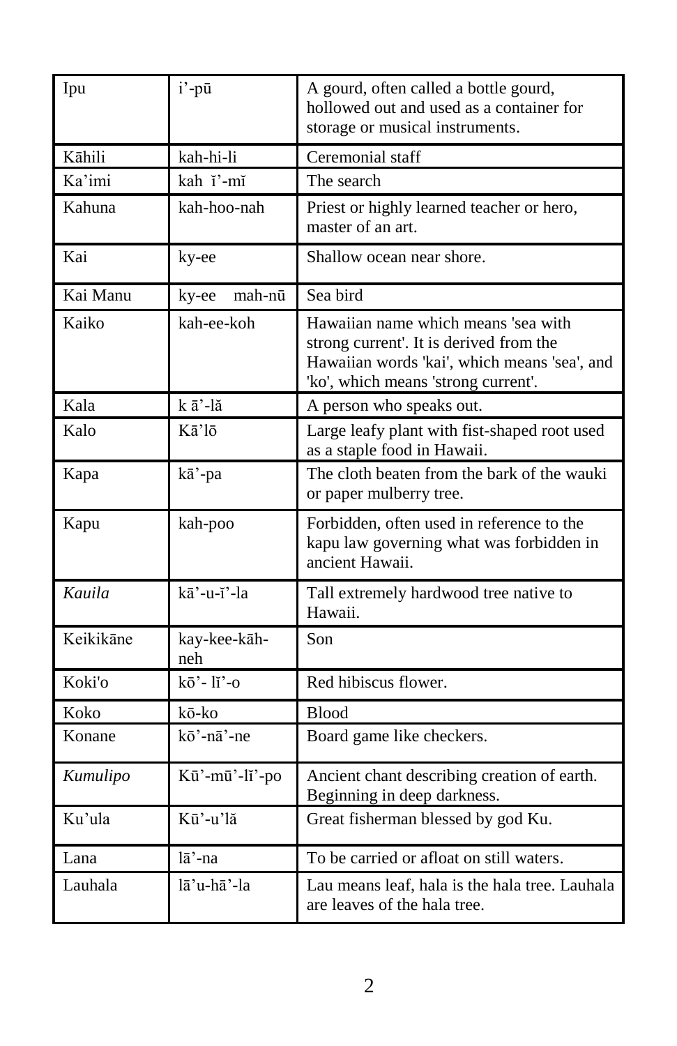| Ipu | i’-pū | A gourd, often called a bottle gourd, hollowed out and used as a container for storage or musical instruments. |
|---|---|---|
| Kāhili | kah-hi-li | Ceremonial staff |
| Ka’imi | kah ĭ’-mĭ | The search |
| Kahuna | kah-hoo-nah | Priest or highly learned teacher or hero, master of an art. |
| Kai | ky-ee | Shallow ocean near shore. |
| Kai Manu | ky-ee mah-nū | Sea bird |
| Kaiko | kah-ee-koh | Hawaiian name which means 'sea with strong current'. It is derived from the Hawaiian words 'kai', which means 'sea', and 'ko', which means 'strong current'. |
| Kala | k ā’-lă | A person who speaks out. |
| Kalo | Kā’lō | Large leafy plant with fist-shaped root used as a staple food in Hawaii. |
| Kapa | kā’-pa | The cloth beaten from the bark of the wauki or paper mulberry tree. |
| Kapu | kah-poo | Forbidden, often used in reference to the kapu law governing what was forbidden in ancient Hawaii. |
| *Kauila* | kā’-u-ī’-la | Tall extremely hardwood tree native to Hawaii. |
| Keikikāne | kay-kee-kāh-neh | Son |
| Koki'o | kō’- lĭ’-o | Red hibiscus flower. |
| Koko | kō-ko | Blood |
| Konane | kō’-nā’-ne | Board game like checkers. |
| *Kumulipo* | Kū’-mū’-lĭ’-po | Ancient chant describing creation of earth. Beginning in deep darkness. |
| Ku’ula | Kū’-u’lă | Great fisherman blessed by god Ku. |
| Lana | lā’-na | To be carried or afloat on still waters. |
| Lauhala | lā’u-hā’-la | Lau means leaf, hala is the hala tree. Lauhala are leaves of the hala tree. |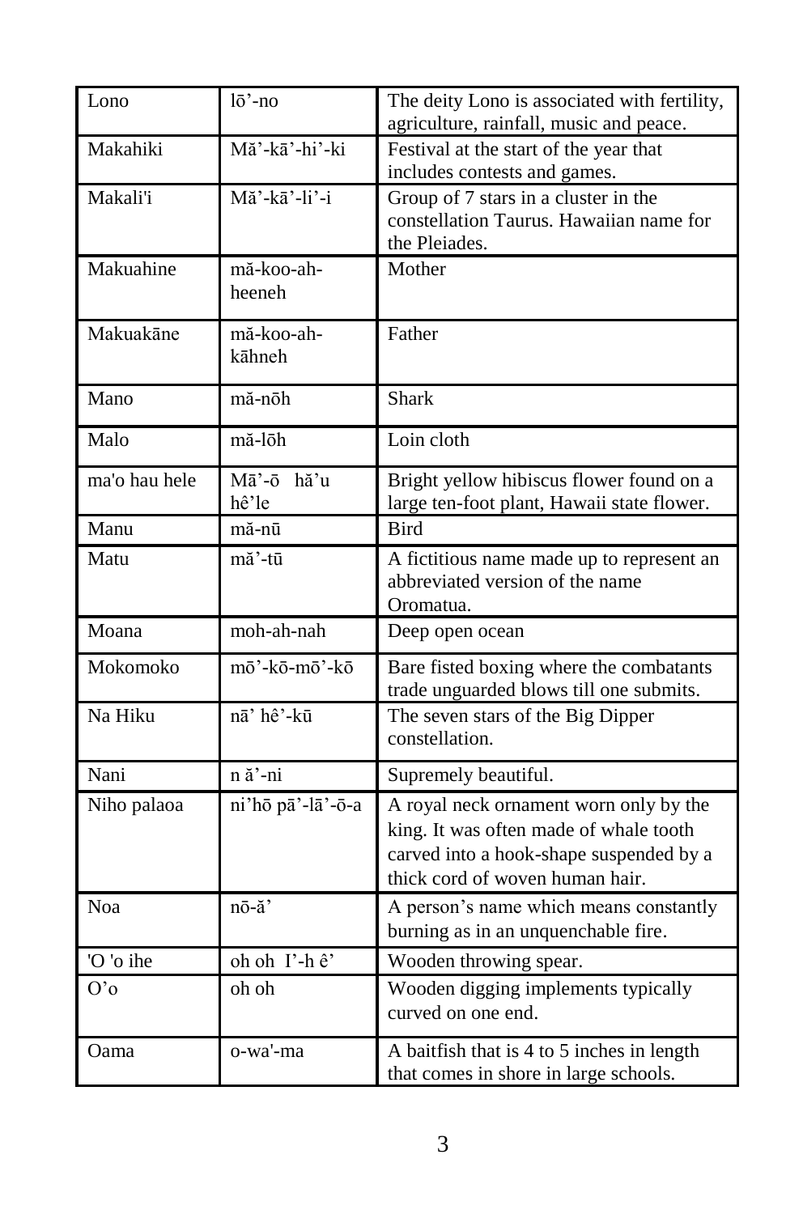| Lono | lō’-no | The deity Lono is associated with fertility, agriculture, rainfall, music and peace. |
|---|---|---|
| Makahiki | Mă’-kā’-hi’-ki | Festival at the start of the year that includes contests and games. |
| Makali'i | Mă’-kā’-li’-i | Group of 7 stars in a cluster in the constellation Taurus. Hawaiian name for the Pleiades. |
| Makuahine | mă-koo-ah-heeneh | Mother |
| Makuakāne | mă-koo-ah-kāhneh | Father |
| Mano | mă-nōh | Shark |
| Malo | mă-lōh | Loin cloth |
| ma'o hau hele | Mā’-ō hă’u hê’le | Bright yellow hibiscus flower found on a large ten-foot plant, Hawaii state flower. |
| Manu | mă-nū | Bird |
| Matu | mă’-tū | A fictitious name made up to represent an abbreviated version of the name Oromatua. |
| Moana | moh-ah-nah | Deep open ocean |
| Mokomoko | mō’-kō-mō’-kō | Bare fisted boxing where the combatants trade unguarded blows till one submits. |
| Na Hiku | nā’ hê’-kū | The seven stars of the Big Dipper constellation. |
| Nani | n ă’-ni | Supremely beautiful. |
| Niho palaoa | ni’hō pā’-lā’-ō-a | A royal neck ornament worn only by the king. It was often made of whale tooth carved into a hook-shape suspended by a thick cord of woven human hair. |
| Noa | nō-ă’ | A person’s name which means constantly burning as in an unquenchable fire. |
| 'O 'o ihe | oh oh I’-h ê’ | Wooden throwing spear. |
| O’o | oh oh | Wooden digging implements typically curved on one end. |
| Oama | o-wa'-ma | A baitfish that is 4 to 5 inches in length that comes in shore in large schools. |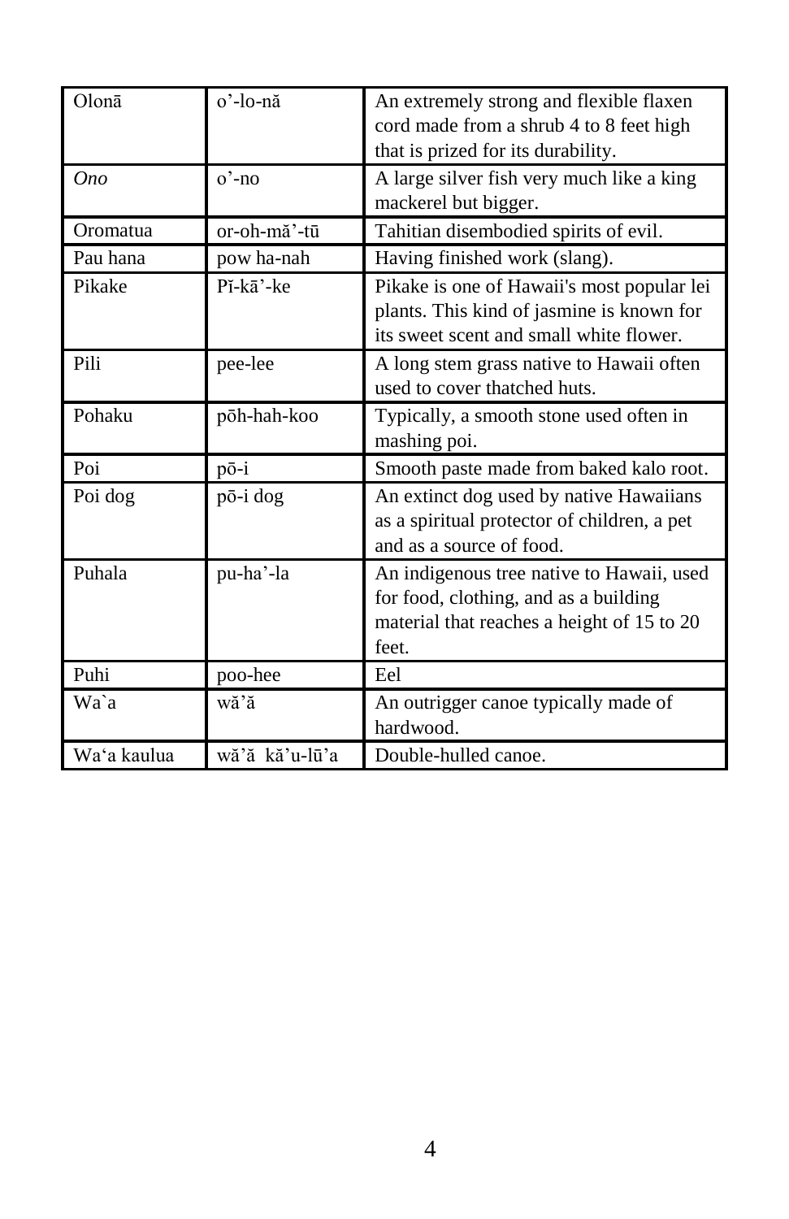| | | |
|---|---|---|
| Olonā | o’-lo-nă | An extremely strong and flexible flaxen cord made from a shrub 4 to 8 feet high that is prized for its durability. |
| *Ono* | o’-no | A large silver fish very much like a king mackerel but bigger. |
| Oromatua | or-oh-mă’-tū | Tahitian disembodied spirits of evil. |
| Pau hana | pow ha-nah | Having finished work (slang). |
| Pikake | Pĭ-kā’-ke | Pikake is one of Hawaii's most popular lei plants. This kind of jasmine is known for its sweet scent and small white flower. |
| Pili | pee-lee | A long stem grass native to Hawaii often used to cover thatched huts. |
| Pohaku | pōh-hah-koo | Typically, a smooth stone used often in mashing poi. |
| Poi | pō-i | Smooth paste made from baked kalo root. |
| Poi dog | pō-i dog | An extinct dog used by native Hawaiians as a spiritual protector of children, a pet and as a source of food. |
| Puhala | pu-ha’-la | An indigenous tree native to Hawaii, used for food, clothing, and as a building material that reaches a height of 15 to 20 feet. |
| Puhi | poo-hee | Eel |
| Wa`a | wă’ă | An outrigger canoe typically made of hardwood. |
| Wa‘a kaulua | wă’ă kă’u-lū’a | Double-hulled canoe. |